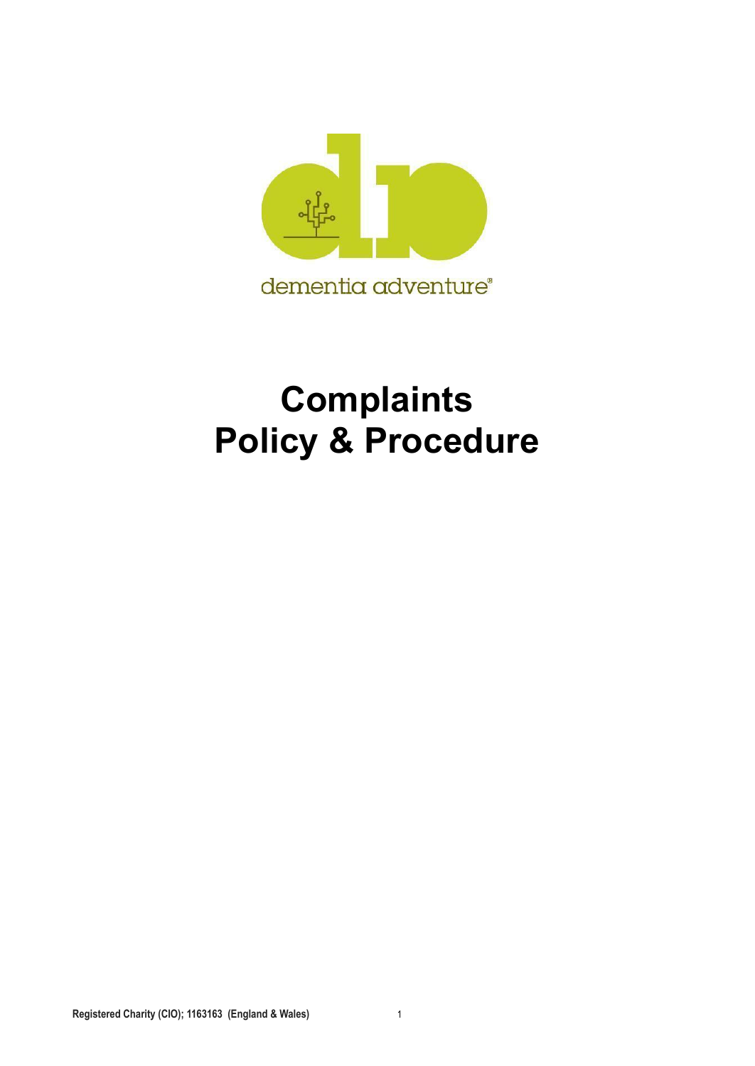dementia adventure®

# Complaints
# Policy & Procedure

Registered Charity (CIO); 1163163 (England & Wales)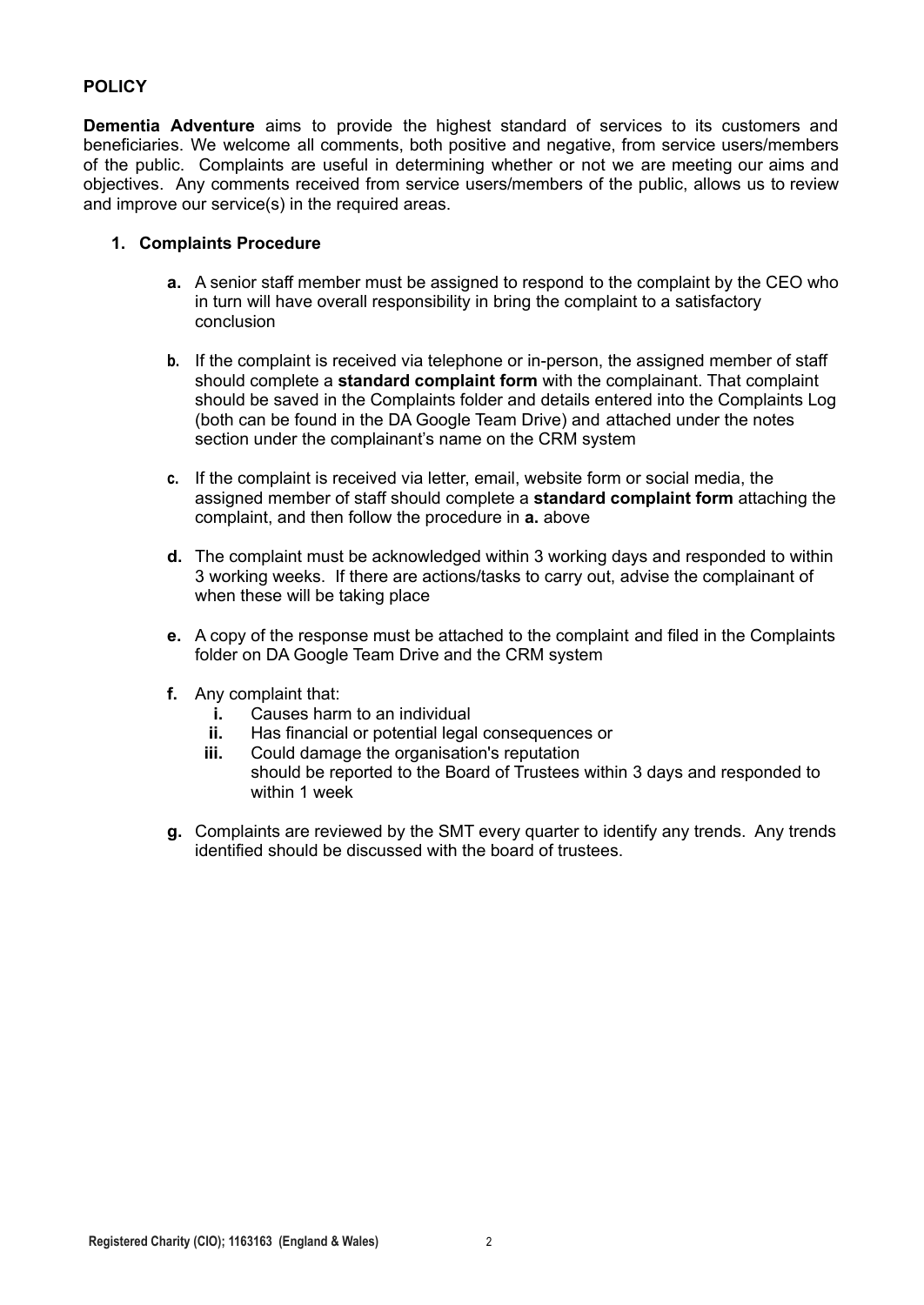**POLICY**

**Dementia Adventure** aims to provide the highest standard of services to its customers and beneficiaries. We welcome all comments, both positive and negative, from service users/members of the public. Complaints are useful in determining whether or not we are meeting our aims and objectives. Any comments received from service users/members of the public, allows us to review and improve our service(s) in the required areas.

1. **Complaints Procedure**

    a. A senior staff member must be assigned to respond to the complaint by the CEO who in turn will have overall responsibility in bring the complaint to a satisfactory conclusion

    b. If the complaint is received via telephone or in-person, the assigned member of staff should complete a **standard complaint form** with the complainant. That complaint should be saved in the Complaints folder and details entered into the Complaints Log (both can be found in the DA Google Team Drive) and attached under the notes section under the complainant's name on the CRM system

    c. If the complaint is received via letter, email, website form or social media, the assigned member of staff should complete a **standard complaint form** attaching the complaint, and then follow the procedure in **a.** above

    d. The complaint must be acknowledged within 3 working days and responded to within 3 working weeks. If there are actions/tasks to carry out, advise the complainant of when these will be taking place

    e. A copy of the response must be attached to the complaint and filed in the Complaints folder on DA Google Team Drive and the CRM system

    f. Any complaint that:
        i. Causes harm to an individual
        ii. Has financial or potential legal consequences or
        iii. Could damage the organisation's reputation

        should be reported to the Board of Trustees within 3 days and responded to within 1 week

    g. Complaints are reviewed by the SMT every quarter to identify any trends. Any trends identified should be discussed with the board of trustees.

Registered Charity (CIO); 1163163 (England & Wales)